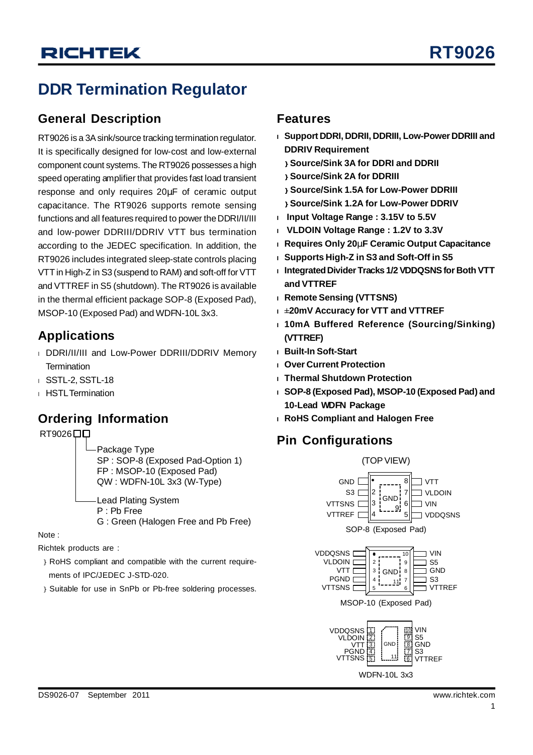# RT9026

## DDR Termination Regulator

### General Description

RT9026 is a 3A sink/source tracking termination regulator. It is specifically designed for low-cost and low-external component count systems. The RT9026 possesses a high speed operating amplifier that provides fast load transient response and only requires 20μF of ceramic output capacitance. The RT9026 supports remote sensing functions and all features required to power the DDRI/II/III and low-power DDRIII/DDRIV VTT bus termination according to the JEDEC specification. In addition, the RT9026 includes integrated sleep-state controls placing VTT in High-Z in S3 (suspend to RAM) and soft-off for VTT and VTTREF in S5 (shutdown). The RT9026 is available in the thermal efficient package SOP-8 (Exposed Pad), MSOP-10 (Exposed Pad) and WDFN-10L 3x3.

### Applications

- DDRI/II/III and Low-Power DDRIII/DDRIV Memory Termination
- SSTL-2, SSTL-18
- HSTL Termination

### Ordering Information

```
RT9026□□
       │└─Package Type
       │   SP : SOP-8 (Exposed Pad-Option 1)
       │   FP : MSOP-10 (Exposed Pad)
       │   QW : WDFN-10L 3x3 (W-Type)
       │
       └──Lead Plating System
           P : Pb Free
           G : Green (Halogen Free and Pb Free)
```

Note :

Richtek products are :

- RoHS compliant and compatible with the current requirements of IPC/JEDEC J-STD-020.
- Suitable for use in SnPb or Pb-free soldering processes.

### Features

- **Support DDRI, DDRII, DDRIII, Low-Power DDRIII and DDRIV Requirement**
  - **Source/Sink 3A for DDRI and DDRII**
  - **Source/Sink 2A for DDRIII**
  - **Source/Sink 1.5A for Low-Power DDRIII**
  - **Source/Sink 1.2A for Low-Power DDRIV**
- **Input Voltage Range : 3.15V to 5.5V**
- **VLDOIN Voltage Range : 1.2V to 3.3V**
- **Requires Only 20μF Ceramic Output Capacitance**
- **Supports High-Z in S3 and Soft-Off in S5**
- **Integrated Divider Tracks 1/2 VDDQSNS for Both VTT and VTTREF**
- **Remote Sensing (VTTSNS)**
- **±20mV Accuracy for VTT and VTTREF**
- **10mA Buffered Reference (Sourcing/Sinking) (VTTREF)**
- **Built-In Soft-Start**
- **Over Current Protection**
- **Thermal Shutdown Protection**
- **SOP-8 (Exposed Pad), MSOP-10 (Exposed Pad) and 10-Lead WDFN Package**
- **RoHS Compliant and Halogen Free**

### Pin Configurations

(TOP VIEW)

| Pin | Name | Pin | Name |
|---|---|---|---|
| 1 | GND | 8 | VTT |
| 2 | S3 | 7 | VLDOIN |
| 3 | VTTSNS | 6 | VIN |
| 4 | VTTREF | 5 | VDDQSNS |
| 9 (Exposed Pad) | GND | | |

SOP-8 (Exposed Pad)

| Pin | Name | Pin | Name |
|---|---|---|---|
| 1 | VDDQSNS | 10 | VIN |
| 2 | VLDOIN | 9 | S5 |
| 3 | VTT | 8 | GND |
| 4 | PGND | 7 | S3 |
| 5 | VTTSNS | 6 | VTTREF |
| 11 (Exposed Pad) | GND | | |

MSOP-10 (Exposed Pad)

| Pin | Name | Pin | Name |
|---|---|---|---|
| 1 | VDDQSNS | 10 | VIN |
| 2 | VLDOIN | 9 | S5 |
| 3 | VTT | 8 | GND |
| 4 | PGND | 7 | S3 |
| 5 | VTTSNS | 6 | VTTREF |
| 11 (Exposed Pad) | GND | | |

WDFN-10L 3x3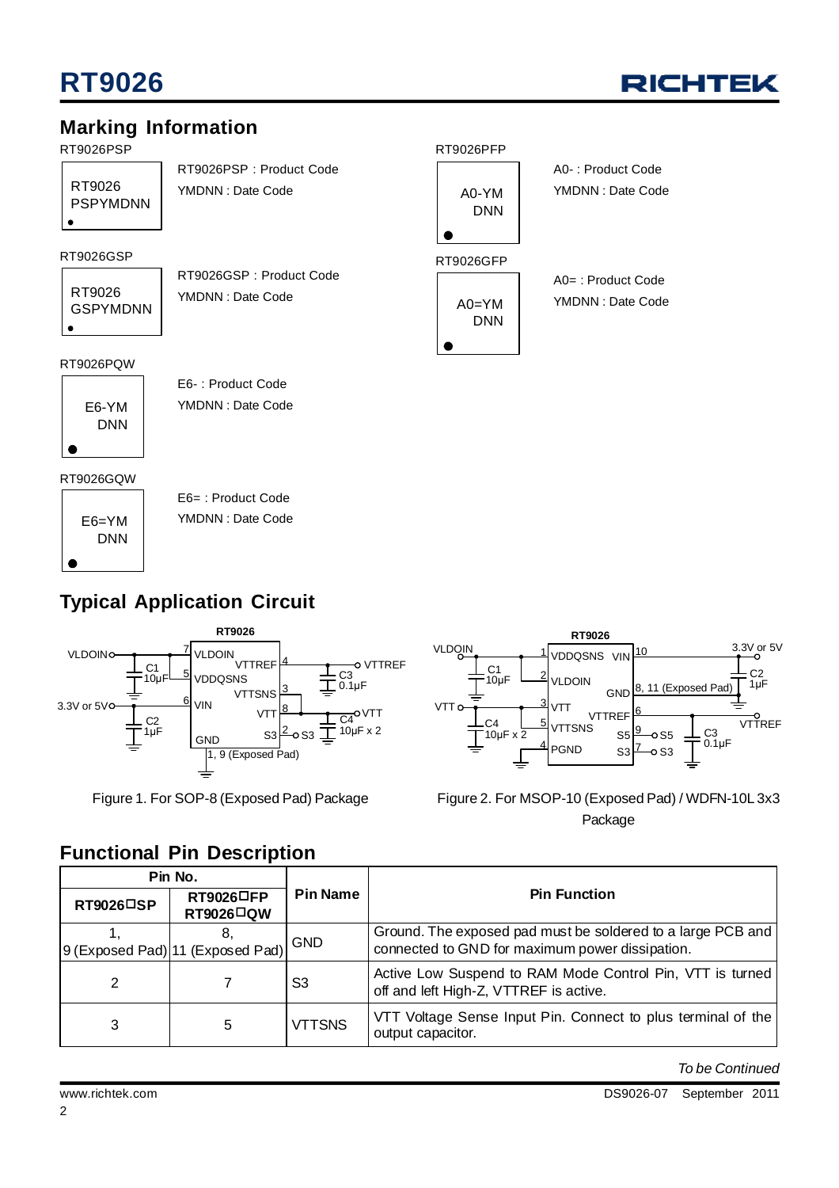## Marking Information

RT9026PSP

RT9026
PSPYMDNN

RT9026PSP : Product Code
YMDNN : Date Code

RT9026GSP

RT9026
GSPYMDNN

RT9026GSP : Product Code
YMDNN : Date Code

RT9026PQW

E6-YM
DNN

E6- : Product Code
YMDNN : Date Code

RT9026GQW

E6=YM
DNN

E6= : Product Code
YMDNN : Date Code

RT9026PFP

A0-YM
DNN

A0- : Product Code
YMDNN : Date Code

RT9026GFP

A0=YM
DNN

A0= : Product Code
YMDNN : Date Code

## Typical Application Circuit

Figure 1. For SOP-8 (Exposed Pad) Package

Figure 2. For MSOP-10 (Exposed Pad) / WDFN-10L 3x3 Package

## Functional Pin Description

| Pin No. | | Pin Name | Pin Function |
|---|---|---|---|
| RT9026□SP | RT9026□FP RT9026□QW | | |
| 1, 9 (Exposed Pad) | 8, 11 (Exposed Pad) | GND | Ground. The exposed pad must be soldered to a large PCB and connected to GND for maximum power dissipation. |
| 2 | 7 | S3 | Active Low Suspend to RAM Mode Control Pin, VTT is turned off and left High-Z, VTTREF is active. |
| 3 | 5 | VTTSNS | VTT Voltage Sense Input Pin. Connect to plus terminal of the output capacitor. |

*To be Continued*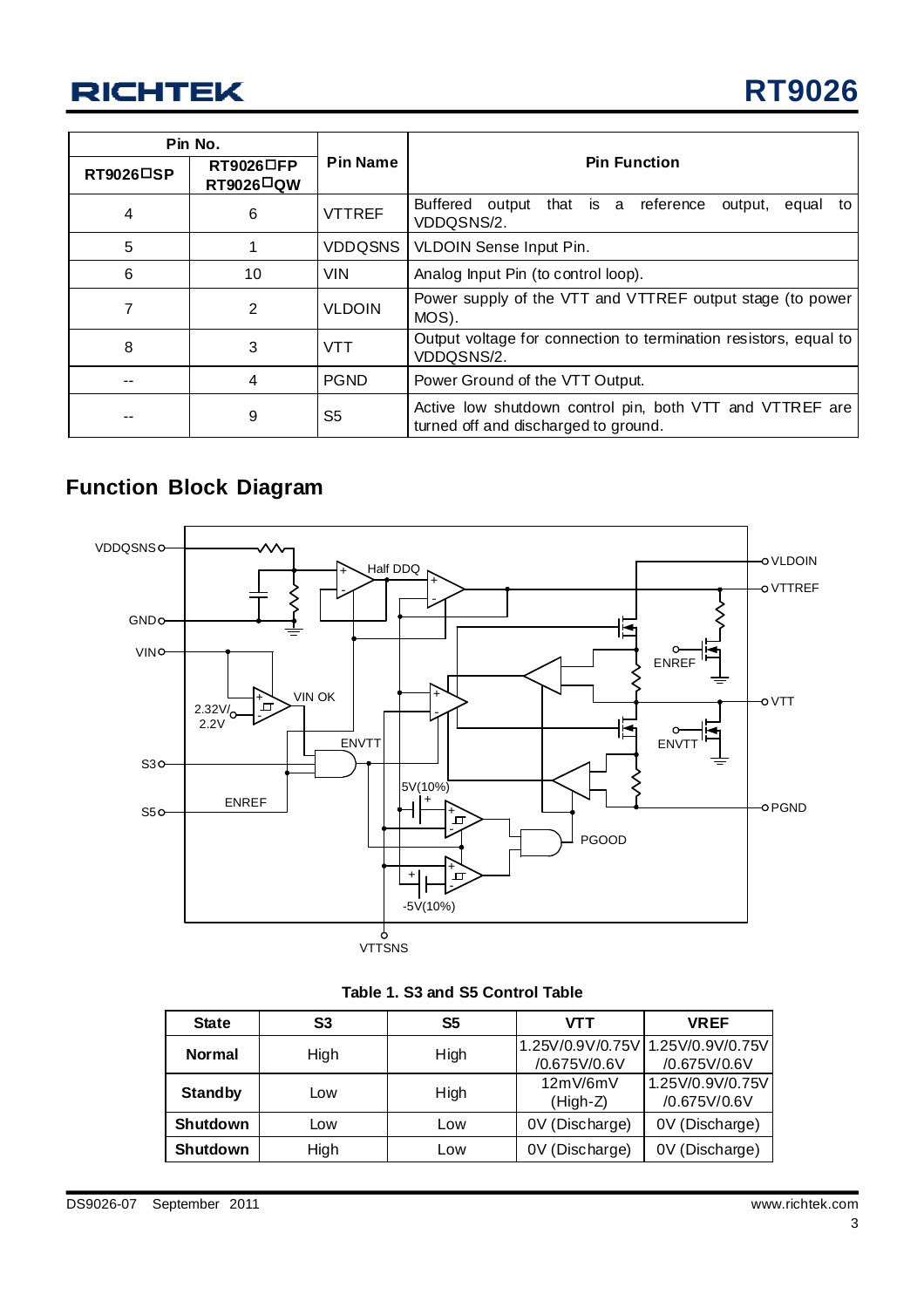| Pin No. | | Pin Name | Pin Function |
|---|---|---|---|
| RT9026□SP | RT9026□FP RT9026□QW | | |
| 4 | 6 | VTTREF | Buffered output that is a reference output, equal to VDDQSNS/2. |
| 5 | 1 | VDDQSNS | VLDOIN Sense Input Pin. |
| 6 | 10 | VIN | Analog Input Pin (to control loop). |
| 7 | 2 | VLDOIN | Power supply of the VTT and VTTREF output stage (to power MOS). |
| 8 | 3 | VTT | Output voltage for connection to termination resistors, equal to VDDQSNS/2. |
| -- | 4 | PGND | Power Ground of the VTT Output. |
| -- | 9 | S5 | Active low shutdown control pin, both VTT and VTTREF are turned off and discharged to ground. |

## Function Block Diagram

VDDQSNS, GND, VIN, S3, S5, VLDOIN, VTTREF, VTT, PGND, VTTSNS, Half DDQ, VIN OK, 2.32V/2.2V, ENVTT, ENREF, 5V(10%), -5V(10%), PGOOD

**Table 1. S3 and S5 Control Table**

| State | S3 | S5 | VTT | VREF |
|---|---|---|---|---|
| **Normal** | High | High | 1.25V/0.9V/0.75V /0.675V/0.6V | 1.25V/0.9V/0.75V /0.675V/0.6V |
| **Standby** | Low | High | 12mV/6mV (High-Z) | 1.25V/0.9V/0.75V /0.675V/0.6V |
| **Shutdown** | Low | Low | 0V (Discharge) | 0V (Discharge) |
| **Shutdown** | High | Low | 0V (Discharge) | 0V (Discharge) |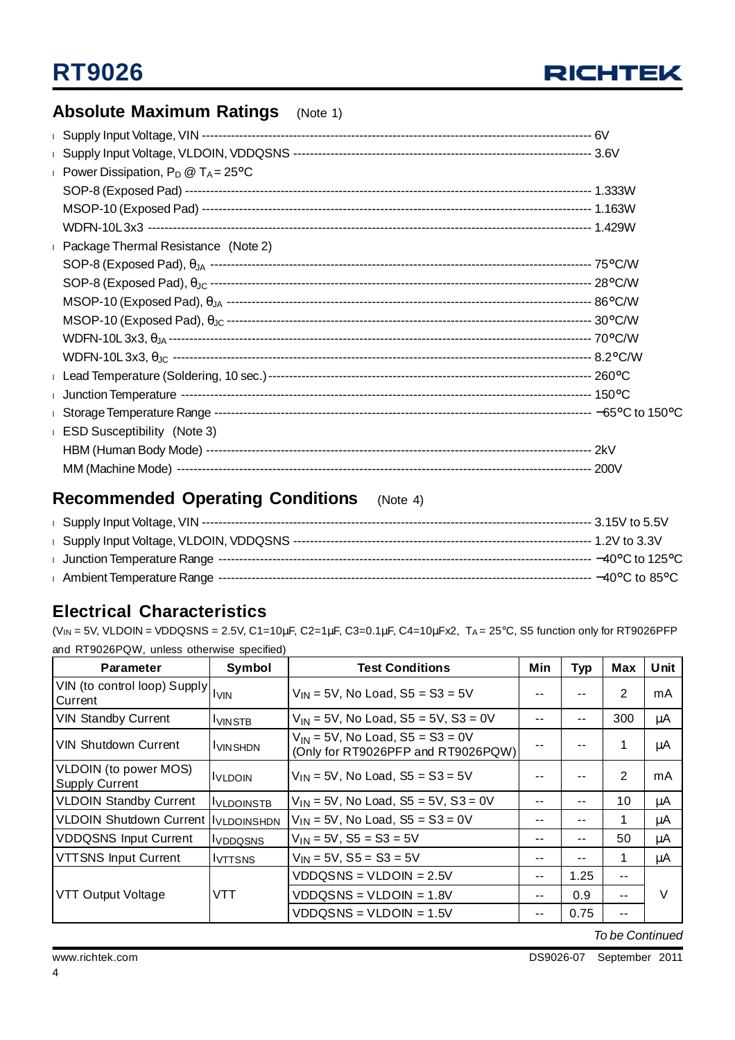## Absolute Maximum Ratings (Note 1)

- Supply Input Voltage, VIN ---------------------------------------------------------------------------------------------- 6V
- Supply Input Voltage, VLDOIN, VDDQSNS ---------------------------------------------------------------------------- 3.6V
- Power Dissipation, $P_D$ @ $T_A$ = 25°C
  - SOP-8 (Exposed Pad) ----------------------------------------------------------------------------------------------- 1.333W
  - MSOP-10 (Exposed Pad) -------------------------------------------------------------------------------------------- 1.163W
  - WDFN-10L 3x3 ---------------------------------------------------------------------------------------------------------- 1.429W
- Package Thermal Resistance (Note 2)
  - SOP-8 (Exposed Pad), $\theta_{JA}$ ------------------------------------------------------------------------------------- 75°C/W
  - SOP-8 (Exposed Pad), $\theta_{JC}$ ------------------------------------------------------------------------------------- 28°C/W
  - MSOP-10 (Exposed Pad), $\theta_{JA}$ ---------------------------------------------------------------------------------- 86°C/W
  - MSOP-10 (Exposed Pad), $\theta_{JC}$ ---------------------------------------------------------------------------------- 30°C/W
  - WDFN-10L 3x3, $\theta_{JA}$ ------------------------------------------------------------------------------------------- 70°C/W
  - WDFN-10L 3x3, $\theta_{JC}$ ------------------------------------------------------------------------------------------- 8.2°C/W
- Lead Temperature (Soldering, 10 sec.) ------------------------------------------------------------------------------- 260°C
- Junction Temperature ----------------------------------------------------------------------------------------------------- 150°C
- Storage Temperature Range ---------------------------------------------------------------------------------------------- −65°C to 150°C
- ESD Susceptibility (Note 3)
  - HBM (Human Body Mode) ------------------------------------------------------------------------------------------------ 2kV
  - MM (Machine Mode) ------------------------------------------------------------------------------------------------------- 200V

## Recommended Operating Conditions (Note 4)

- Supply Input Voltage, VIN ---------------------------------------------------------------------------------------------- 3.15V to 5.5V
- Supply Input Voltage, VLDOIN, VDDQSNS ---------------------------------------------------------------------------- 1.2V to 3.3V
- Junction Temperature Range --------------------------------------------------------------------------------------------- −40°C to 125°C
- Ambient Temperature Range --------------------------------------------------------------------------------------------- −40°C to 85°C

## Electrical Characteristics

($V_{IN}$ = 5V, VLDOIN = VDDQSNS = 2.5V, C1=10µF, C2=1µF, C3=0.1µF, C4=10µFx2, $T_A$ = 25°C, S5 function only for RT9026PFP and RT9026PQW, unless otherwise specified)

| Parameter | Symbol | Test Conditions | Min | Typ | Max | Unit |
|---|---|---|---|---|---|---|
| VIN (to control loop) Supply Current | $I_{VIN}$ | $V_{IN}$ = 5V, No Load, S5 = S3 = 5V | -- | -- | 2 | mA |
| VIN Standby Current | $I_{VINSTB}$ | $V_{IN}$ = 5V, No Load, S5 = 5V, S3 = 0V | -- | -- | 300 | µA |
| VIN Shutdown Current | $I_{VINSHDN}$ | $V_{IN}$ = 5V, No Load, S5 = S3 = 0V (Only for RT9026PFP and RT9026PQW) | -- | -- | 1 | µA |
| VLDOIN (to power MOS) Supply Current | $I_{VLDOIN}$ | $V_{IN}$ = 5V, No Load, S5 = S3 = 5V | -- | -- | 2 | mA |
| VLDOIN Standby Current | $I_{VLDOINSTB}$ | $V_{IN}$ = 5V, No Load, S5 = 5V, S3 = 0V | -- | -- | 10 | µA |
| VLDOIN Shutdown Current | $I_{VLDOINSHDN}$ | $V_{IN}$ = 5V, No Load, S5 = S3 = 0V | -- | -- | 1 | µA |
| VDDQSNS Input Current | $I_{VDDQSNS}$ | $V_{IN}$ = 5V, S5 = S3 = 5V | -- | -- | 50 | µA |
| VTTSNS Input Current | $I_{VTTSNS}$ | $V_{IN}$ = 5V, S5 = S3 = 5V | -- | -- | 1 | µA |
| VTT Output Voltage | VTT | VDDQSNS = VLDOIN = 2.5V | -- | 1.25 | -- | V |
| | | VDDQSNS = VLDOIN = 1.8V | -- | 0.9 | -- | |
| | | VDDQSNS = VLDOIN = 1.5V | -- | 0.75 | -- | |

*To be Continued*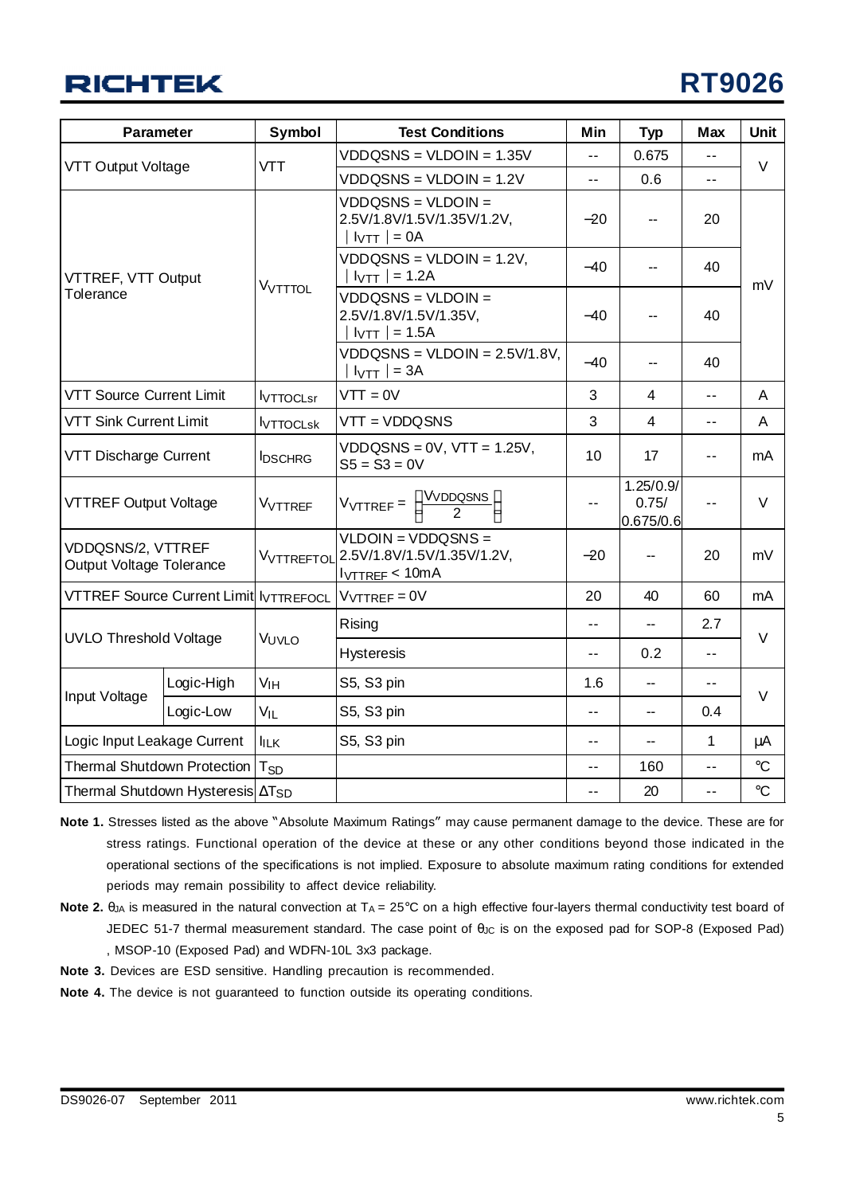| Parameter | | Symbol | Test Conditions | Min | Typ | Max | Unit |
|---|---|---|---|---|---|---|---|
| VTT Output Voltage | | VTT | VDDQSNS = VLDOIN = 1.35V | -- | 0.675 | -- | V |
| | | | VDDQSNS = VLDOIN = 1.2V | -- | 0.6 | -- | |
| VTTREF, VTT Output Tolerance | | $V_{VTTTOL}$ | VDDQSNS = VLDOIN = 2.5V/1.8V/1.5V/1.35V/1.2V, $\mid I_{VTT} \mid$ = 0A | −20 | -- | 20 | mV |
| | | | VDDQSNS = VLDOIN = 1.2V, $\mid I_{VTT} \mid$ = 1.2A | −40 | -- | 40 | |
| | | | VDDQSNS = VLDOIN = 2.5V/1.8V/1.5V/1.35V, $\mid I_{VTT} \mid$ = 1.5A | −40 | -- | 40 | |
| | | | VDDQSNS = VLDOIN = 2.5V/1.8V, $\mid I_{VTT} \mid$ = 3A | −40 | -- | 40 | |
| VTT Source Current Limit | | $I_{VTTOCLsr}$ | VTT = 0V | 3 | 4 | -- | A |
| VTT Sink Current Limit | | $I_{VTTOCLsk}$ | VTT = VDDQSNS | 3 | 4 | -- | A |
| VTT Discharge Current | | $I_{DSCHRG}$ | VDDQSNS = 0V, VTT = 1.25V, S5 = S3 = 0V | 10 | 17 | -- | mA |
| VTTREF Output Voltage | | $V_{VTTREF}$ | $V_{VTTREF} = \left(\frac{V_{VDDQSNS}}{2}\right)$ | -- | 1.25/0.9/ 0.75/ 0.675/0.6 | -- | V |
| VDDQSNS/2, VTTREF Output Voltage Tolerance | | $V_{VTTREFTOL}$ | VLDOIN = VDDQSNS = 2.5V/1.8V/1.5V/1.35V/1.2V, $I_{VTTREF}$ < 10mA | −20 | -- | 20 | mV |
| VTTREF Source Current Limit | | $I_{VTTREFOCL}$ | $V_{VTTREF}$ = 0V | 20 | 40 | 60 | mA |
| UVLO Threshold Voltage | | $V_{UVLO}$ | Rising | -- | -- | 2.7 | V |
| | | | Hysteresis | -- | 0.2 | -- | |
| Input Voltage | Logic-High | $V_{IH}$ | S5, S3 pin | 1.6 | -- | -- | V |
| | Logic-Low | $V_{IL}$ | S5, S3 pin | -- | -- | 0.4 | |
| Logic Input Leakage Current | | $I_{ILK}$ | S5, S3 pin | -- | -- | 1 | μA |
| Thermal Shutdown Protection | | $T_{SD}$ | | -- | 160 | -- | °C |
| Thermal Shutdown Hysteresis | | $\Delta T_{SD}$ | | -- | 20 | -- | °C |

**Note 1.** Stresses listed as the above "Absolute Maximum Ratings" may cause permanent damage to the device. These are for stress ratings. Functional operation of the device at these or any other conditions beyond those indicated in the operational sections of the specifications is not implied. Exposure to absolute maximum rating conditions for extended periods may remain possibility to affect device reliability.

**Note 2.** $\theta_{JA}$ is measured in the natural convection at $T_A$ = 25°C on a high effective four-layers thermal conductivity test board of JEDEC 51-7 thermal measurement standard. The case point of $\theta_{JC}$ is on the exposed pad for SOP-8 (Exposed Pad) , MSOP-10 (Exposed Pad) and WDFN-10L 3x3 package.

**Note 3.** Devices are ESD sensitive. Handling precaution is recommended.

**Note 4.** The device is not guaranteed to function outside its operating conditions.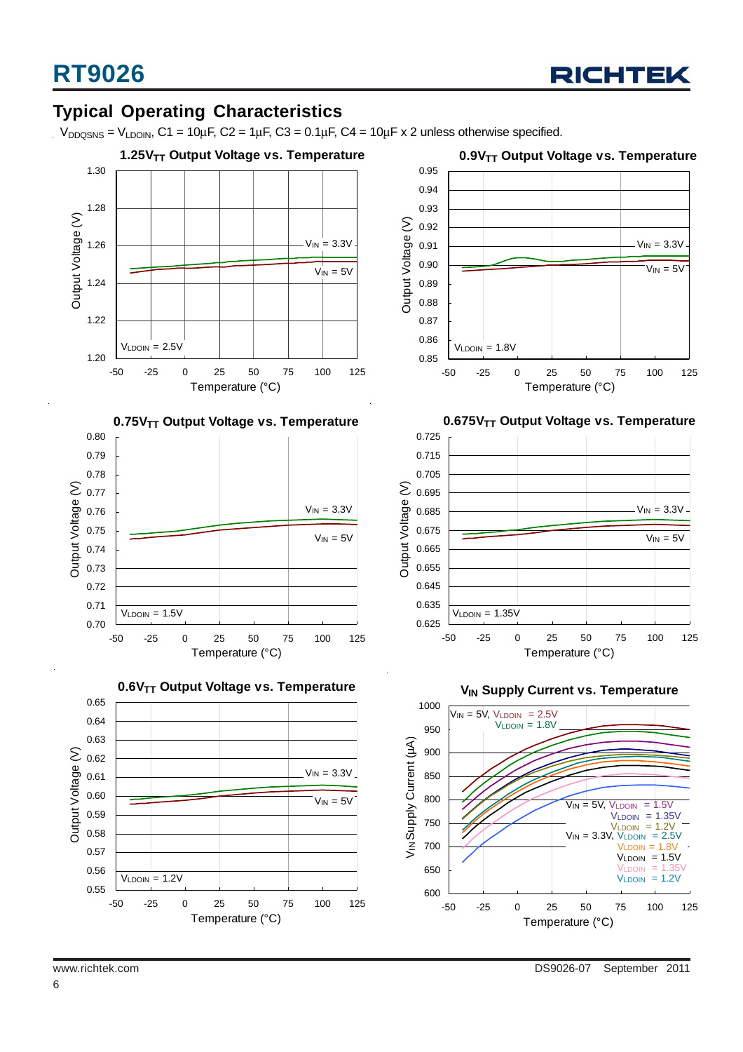## Typical Operating Characteristics

$V_{DDQSNS} = V_{LDOIN}$, C1 = 10μF, C2 = 1μF, C3 = 0.1μF, C4 = 10μF x 2 unless otherwise specified.

**1.25$V_{TT}$ Output Voltage vs. Temperature**

Output Voltage (V) vs. Temperature (°C); $V_{IN}$ = 3.3V, $V_{IN}$ = 5V; $V_{LDOIN}$ = 2.5V

**0.9$V_{TT}$ Output Voltage vs. Temperature**

Output Voltage (V) vs. Temperature (°C); $V_{IN}$ = 3.3V, $V_{IN}$ = 5V; $V_{LDOIN}$ = 1.8V

**0.75$V_{TT}$ Output Voltage vs. Temperature**

Output Voltage (V) vs. Temperature (°C); $V_{IN}$ = 3.3V, $V_{IN}$ = 5V; $V_{LDOIN}$ = 1.5V

**0.675$V_{TT}$ Output Voltage vs. Temperature**

Output Voltage (V) vs. Temperature (°C); $V_{IN}$ = 3.3V, $V_{IN}$ = 5V; $V_{LDOIN}$ = 1.35V

**0.6$V_{TT}$ Output Voltage vs. Temperature**

Output Voltage (V) vs. Temperature (°C); $V_{IN}$ = 3.3V, $V_{IN}$ = 5V; $V_{LDOIN}$ = 1.2V

**$V_{IN}$ Supply Current vs. Temperature**

$V_{IN}$ Supply Current (μA) vs. Temperature (°C); $V_{IN}$ = 5V, $V_{LDOIN}$ = 2.5V, 1.8V, 1.5V, 1.35V, 1.2V; $V_{IN}$ = 3.3V, $V_{LDOIN}$ = 2.5V, 1.8V, 1.5V, 1.35V, 1.2V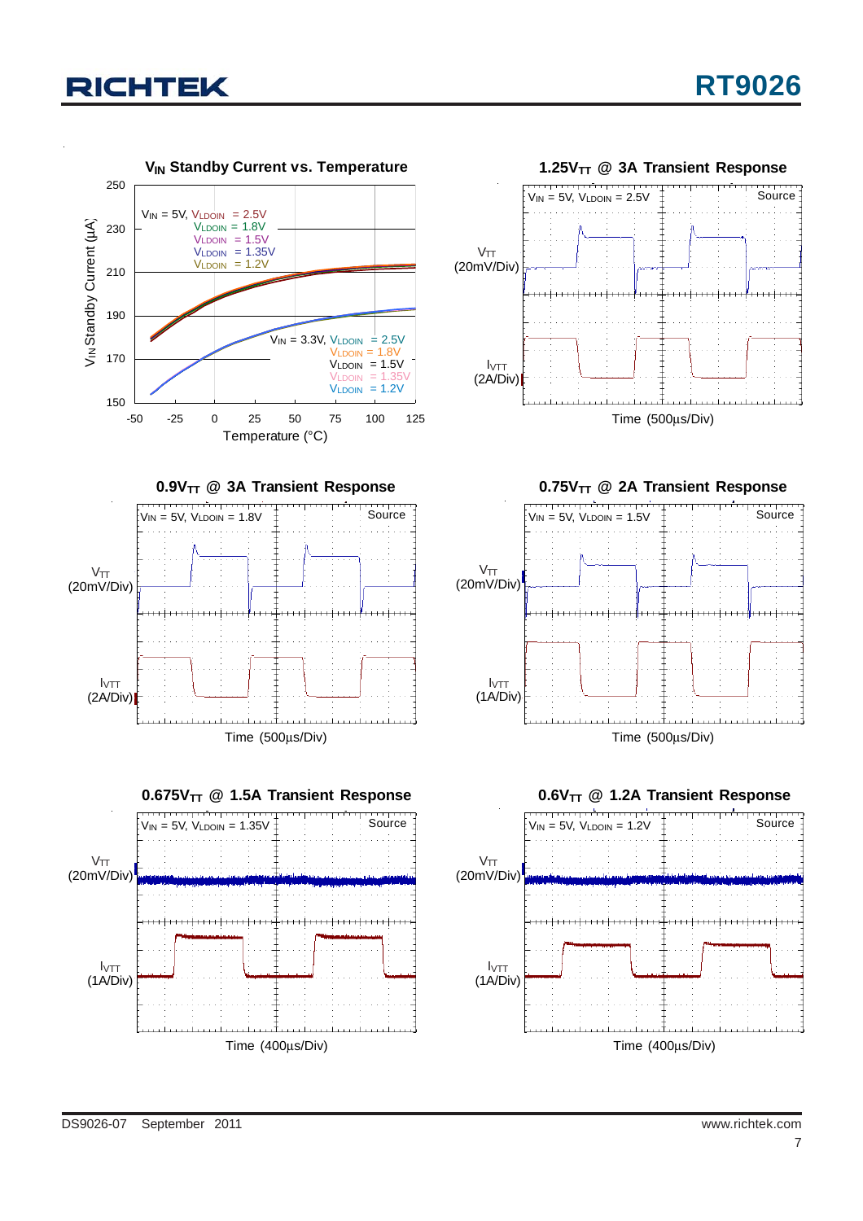### $V_{IN}$ Standby Current vs. Temperature

$V_{IN}$ = 5V, $V_{LDOIN}$ = 2.5V
$V_{LDOIN}$ = 1.8V
$V_{LDOIN}$ = 1.5V
$V_{LDOIN}$ = 1.35V
$V_{LDOIN}$ = 1.2V

$V_{IN}$ = 3.3V, $V_{LDOIN}$ = 2.5V
$V_{LDOIN}$ = 1.8V
$V_{LDOIN}$ = 1.5V
$V_{LDOIN}$ = 1.35V
$V_{LDOIN}$ = 1.2V

$V_{IN}$ Standby Current (μA)

Temperature (°C)

### 1.25$V_{TT}$ @ 3A Transient Response

$V_{IN}$ = 5V, $V_{LDOIN}$ = 2.5V

Source

$V_{TT}$ (20mV/Div)

$I_{VTT}$ (2A/Div)

Time (500μs/Div)

### 0.9$V_{TT}$ @ 3A Transient Response

$V_{IN}$ = 5V, $V_{LDOIN}$ = 1.8V

Source

$V_{TT}$ (20mV/Div)

$I_{VTT}$ (2A/Div)

Time (500μs/Div)

### 0.75$V_{TT}$ @ 2A Transient Response

$V_{IN}$ = 5V, $V_{LDOIN}$ = 1.5V

Source

$V_{TT}$ (20mV/Div)

$I_{VTT}$ (1A/Div)

Time (500μs/Div)

### 0.675$V_{TT}$ @ 1.5A Transient Response

$V_{IN}$ = 5V, $V_{LDOIN}$ = 1.35V

Source

$V_{TT}$ (20mV/Div)

$I_{VTT}$ (1A/Div)

Time (400μs/Div)

### 0.6$V_{TT}$ @ 1.2A Transient Response

$V_{IN}$ = 5V, $V_{LDOIN}$ = 1.2V

Source

$V_{TT}$ (20mV/Div)

$I_{VTT}$ (1A/Div)

Time (400μs/Div)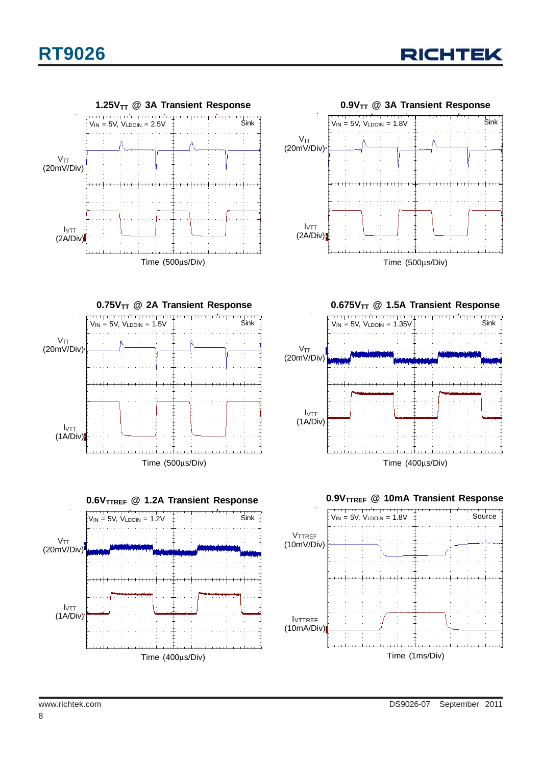**1.25V$_{TT}$ @ 3A Transient Response**

$V_{IN}$ = 5V, $V_{LDOIN}$ = 2.5V — Sink

$V_{TT}$ (20mV/Div)

$I_{VTT}$ (2A/Div)

Time (500μs/Div)

**0.9V$_{TT}$ @ 3A Transient Response**

$V_{IN}$ = 5V, $V_{LDOIN}$ = 1.8V — Sink

$V_{TT}$ (20mV/Div)

$I_{VTT}$ (2A/Div)

Time (500μs/Div)

**0.75V$_{TT}$ @ 2A Transient Response**

$V_{IN}$ = 5V, $V_{LDOIN}$ = 1.5V — Sink

$V_{TT}$ (20mV/Div)

$I_{VTT}$ (1A/Div)

Time (500μs/Div)

**0.675V$_{TT}$ @ 1.5A Transient Response**

$V_{IN}$ = 5V, $V_{LDOIN}$ = 1.35V — Sink

$V_{TT}$ (20mV/Div)

$I_{VTT}$ (1A/Div)

Time (400μs/Div)

**0.6V$_{TTREF}$ @ 1.2A Transient Response**

$V_{IN}$ = 5V, $V_{LDOIN}$ = 1.2V — Sink

$V_{TT}$ (20mV/Div)

$I_{VTT}$ (1A/Div)

Time (400μs/Div)

**0.9V$_{TTREF}$ @ 10mA Transient Response**

$V_{IN}$ = 5V, $V_{LDOIN}$ = 1.8V — Source

$V_{TTREF}$ (10mV/Div)

$I_{VTTREF}$ (10mA/Div)

Time (1ms/Div)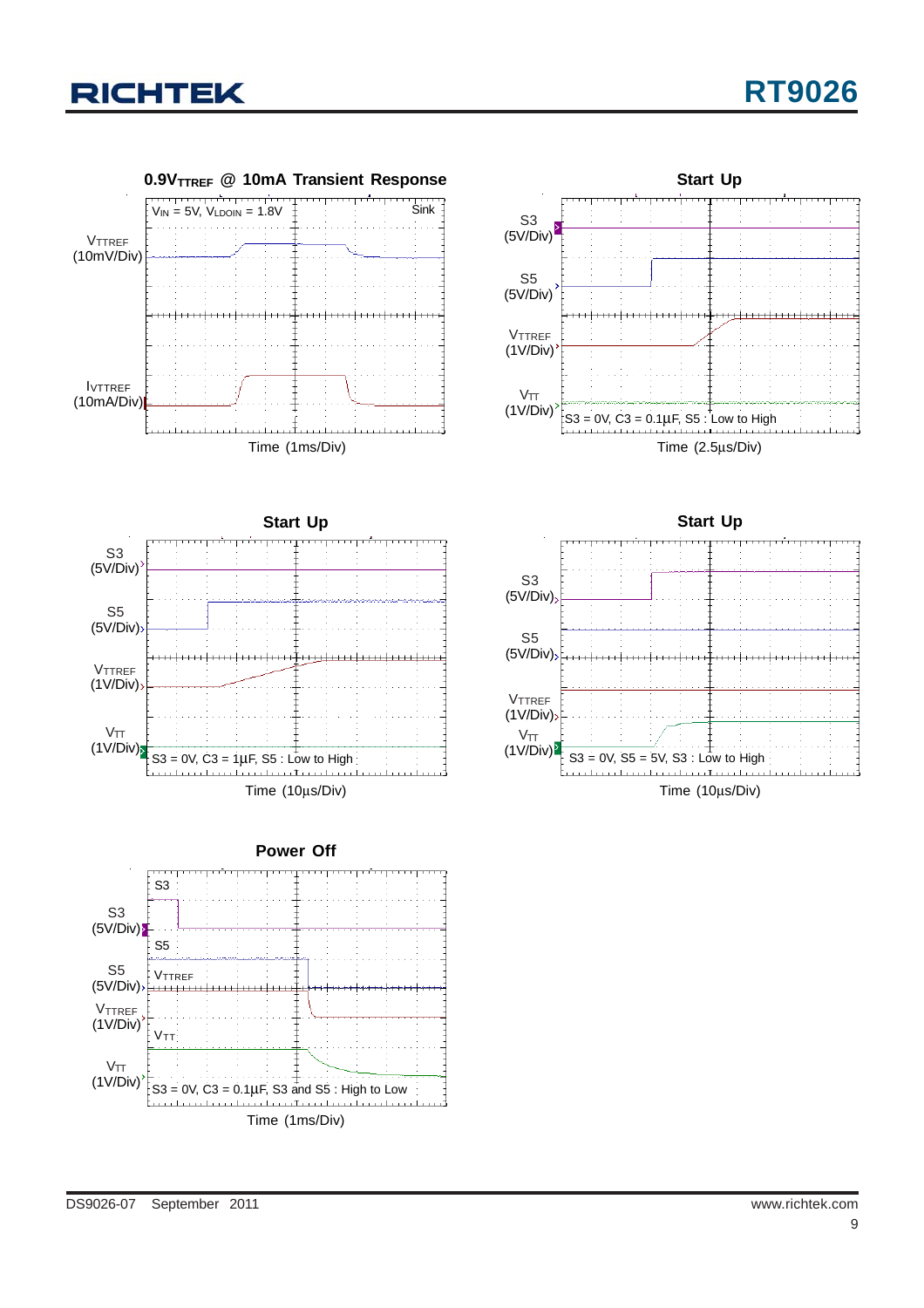**0.9V$_{TTREF}$ @ 10mA Transient Response**

$V_{IN}$ = 5V, $V_{LDOIN}$ = 1.8V

Sink

$V_{TTREF}$ (10mV/Div)

$I_{VTTREF}$ (10mA/Div)

Time (1ms/Div)

**Start Up**

S3 (5V/Div)

S5 (5V/Div)

$V_{TTREF}$ (1V/Div)

$V_{TT}$ (1V/Div)

S3 = 0V, C3 = 0.1μF, S5 : Low to High

Time (2.5μs/Div)

**Start Up**

S3 (5V/Div)

S5 (5V/Div)

$V_{TTREF}$ (1V/Div)

$V_{TT}$ (1V/Div)

S3 = 0V, C3 = 1μF, S5 : Low to High

Time (10μs/Div)

**Start Up**

S3 (5V/Div)

S5 (5V/Div)

$V_{TTREF}$ (1V/Div)

$V_{TT}$ (1V/Div)

S3 = 0V, S5 = 5V, S3 : Low to High

Time (10μs/Div)

**Power Off**

S3 (5V/Div)

S5 (5V/Div)

$V_{TTREF}$ (1V/Div)

$V_{TT}$ (1V/Div)

S3 = 0V, C3 = 0.1μF, S3 and S5 : High to Low

Time (1ms/Div)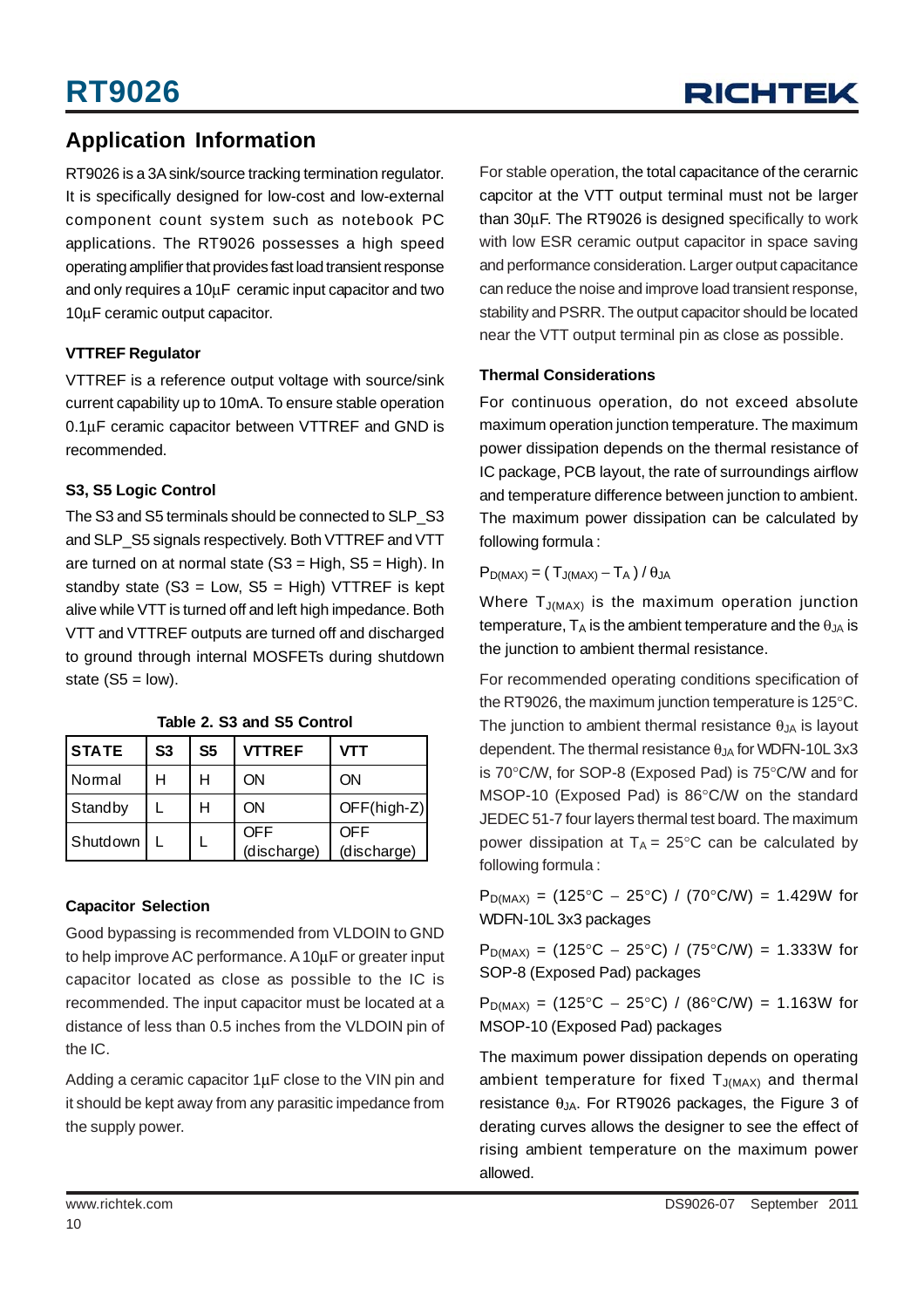## Application Information

RT9026 is a 3A sink/source tracking termination regulator. It is specifically designed for low-cost and low-external component count system such as notebook PC applications. The RT9026 possesses a high speed operating amplifier that provides fast load transient response and only requires a 10μF ceramic input capacitor and two 10μF ceramic output capacitor.

### VTTREF Regulator

VTTREF is a reference output voltage with source/sink current capability up to 10mA. To ensure stable operation 0.1μF ceramic capacitor between VTTREF and GND is recommended.

### S3, S5 Logic Control

The S3 and S5 terminals should be connected to SLP_S3 and SLP_S5 signals respectively. Both VTTREF and VTT are turned on at normal state (S3 = High, S5 = High). In standby state (S3 = Low, S5 = High) VTTREF is kept alive while VTT is turned off and left high impedance. Both VTT and VTTREF outputs are turned off and discharged to ground through internal MOSFETs during shutdown state (S5 = low).

Table 2. S3 and S5 Control

| STATE | S3 | S5 | VTTREF | VTT |
|---|---|---|---|---|
| Normal | H | H | ON | ON |
| Standby | L | H | ON | OFF(high-Z) |
| Shutdown | L | L | OFF (discharge) | OFF (discharge) |

### Capacitor Selection

Good bypassing is recommended from VLDOIN to GND to help improve AC performance. A 10μF or greater input capacitor located as close as possible to the IC is recommended. The input capacitor must be located at a distance of less than 0.5 inches from the VLDOIN pin of the IC.

Adding a ceramic capacitor 1μF close to the VIN pin and it should be kept away from any parasitic impedance from the supply power.

For stable operation, the total capacitance of the cerarnic capcitor at the VTT output terminal must not be larger than 30μF. The RT9026 is designed specifically to work with low ESR ceramic output capacitor in space saving and performance consideration. Larger output capacitance can reduce the noise and improve load transient response, stability and PSRR. The output capacitor should be located near the VTT output terminal pin as close as possible.

### Thermal Considerations

For continuous operation, do not exceed absolute maximum operation junction temperature. The maximum power dissipation depends on the thermal resistance of IC package, PCB layout, the rate of surroundings airflow and temperature difference between junction to ambient. The maximum power dissipation can be calculated by following formula :

$P_{D(MAX)} = ( T_{J(MAX)} - T_A ) / \theta_{JA}$

Where $T_{J(MAX)}$ is the maximum operation junction temperature, $T_A$ is the ambient temperature and the $\theta_{JA}$ is the junction to ambient thermal resistance.

For recommended operating conditions specification of the RT9026, the maximum junction temperature is 125°C. The junction to ambient thermal resistance $\theta_{JA}$ is layout dependent. The thermal resistance $\theta_{JA}$ for WDFN-10L 3x3 is 70°C/W, for SOP-8 (Exposed Pad) is 75°C/W and for MSOP-10 (Exposed Pad) is 86°C/W on the standard JEDEC 51-7 four layers thermal test board. The maximum power dissipation at $T_A$ = 25°C can be calculated by following formula :

$P_{D(MAX)}$ = (125°C − 25°C) / (70°C/W) = 1.429W for WDFN-10L 3x3 packages

$P_{D(MAX)}$ = (125°C − 25°C) / (75°C/W) = 1.333W for SOP-8 (Exposed Pad) packages

$P_{D(MAX)}$ = (125°C − 25°C) / (86°C/W) = 1.163W for MSOP-10 (Exposed Pad) packages

The maximum power dissipation depends on operating ambient temperature for fixed $T_{J(MAX)}$ and thermal resistance $\theta_{JA}$. For RT9026 packages, the Figure 3 of derating curves allows the designer to see the effect of rising ambient temperature on the maximum power allowed.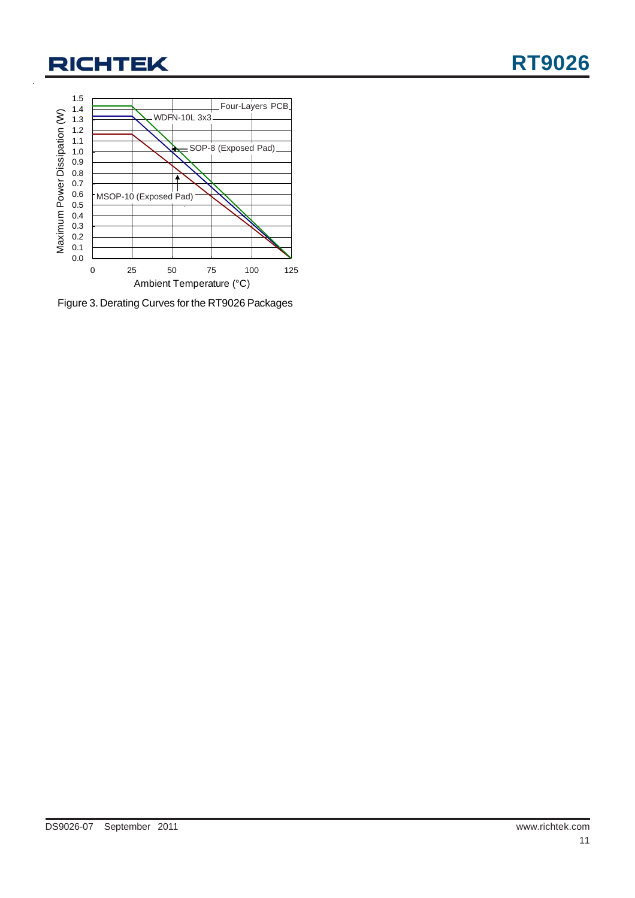Figure 3. Derating Curves for the RT9026 Packages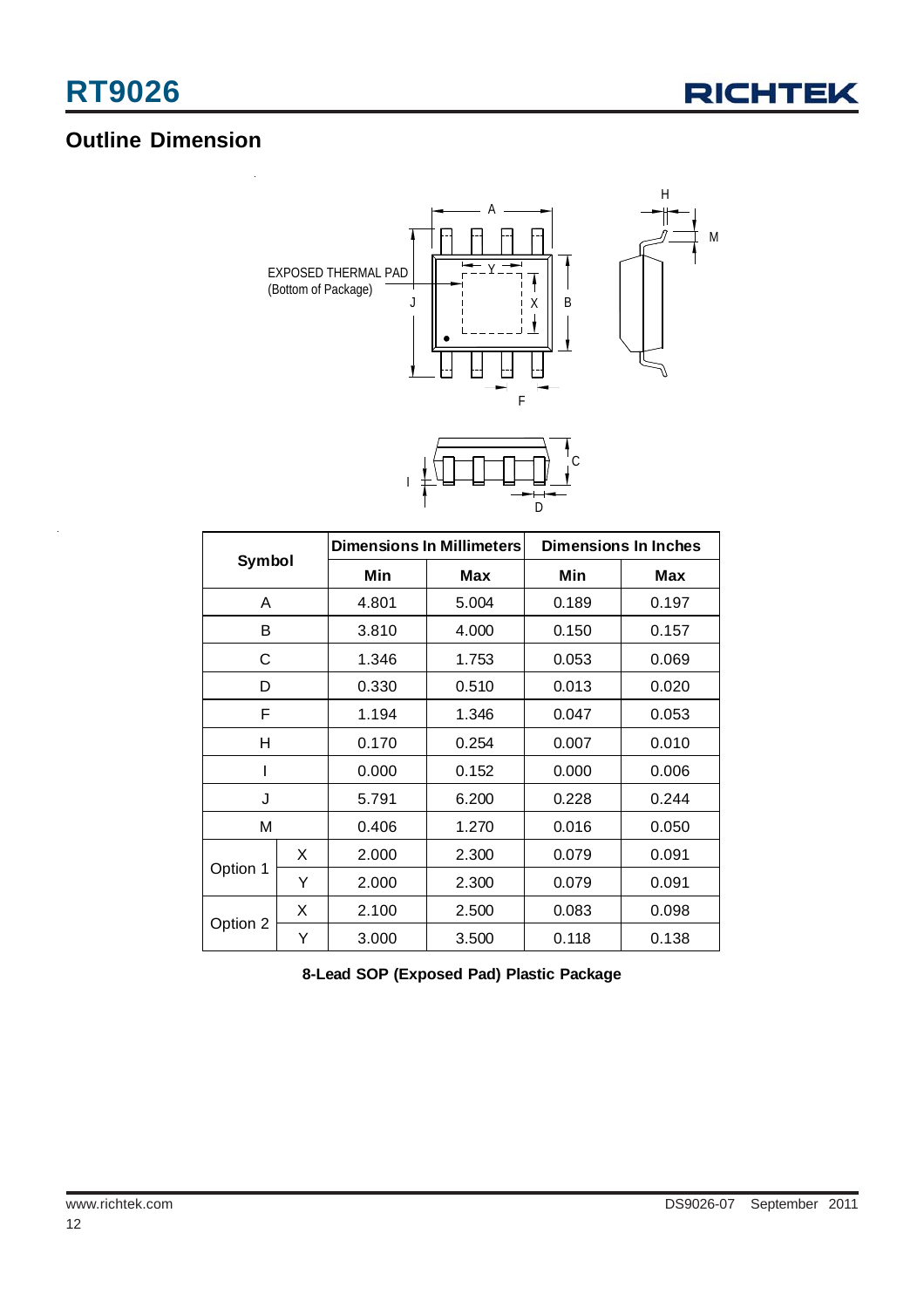## Outline Dimension

EXPOSED THERMAL PAD
(Bottom of Package)

| Symbol | | Dimensions In Millimeters | | Dimensions In Inches | |
|---|---|---|---|---|---|
| | | Min | Max | Min | Max |
| A | | 4.801 | 5.004 | 0.189 | 0.197 |
| B | | 3.810 | 4.000 | 0.150 | 0.157 |
| C | | 1.346 | 1.753 | 0.053 | 0.069 |
| D | | 0.330 | 0.510 | 0.013 | 0.020 |
| F | | 1.194 | 1.346 | 0.047 | 0.053 |
| H | | 0.170 | 0.254 | 0.007 | 0.010 |
| I | | 0.000 | 0.152 | 0.000 | 0.006 |
| J | | 5.791 | 6.200 | 0.228 | 0.244 |
| M | | 0.406 | 1.270 | 0.016 | 0.050 |
| Option 1 | X | 2.000 | 2.300 | 0.079 | 0.091 |
| | Y | 2.000 | 2.300 | 0.079 | 0.091 |
| Option 2 | X | 2.100 | 2.500 | 0.083 | 0.098 |
| | Y | 3.000 | 3.500 | 0.118 | 0.138 |

**8-Lead SOP (Exposed Pad) Plastic Package**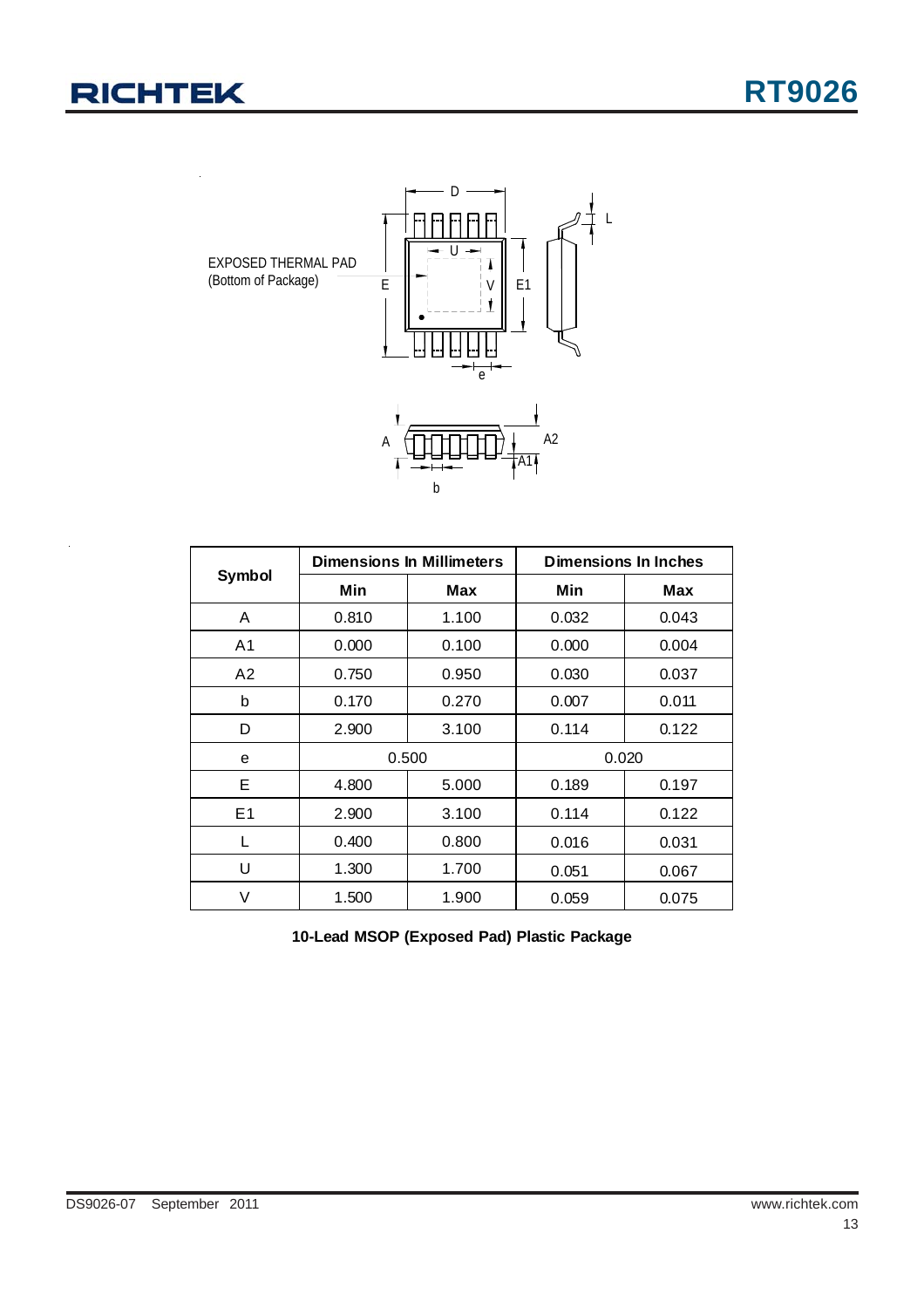EXPOSED THERMAL PAD
(Bottom of Package)

| Symbol | Dimensions In Millimeters | | Dimensions In Inches | |
|---|---|---|---|---|
| | Min | Max | Min | Max |
| A | 0.810 | 1.100 | 0.032 | 0.043 |
| A1 | 0.000 | 0.100 | 0.000 | 0.004 |
| A2 | 0.750 | 0.950 | 0.030 | 0.037 |
| b | 0.170 | 0.270 | 0.007 | 0.011 |
| D | 2.900 | 3.100 | 0.114 | 0.122 |
| e | 0.500 | | 0.020 | |
| E | 4.800 | 5.000 | 0.189 | 0.197 |
| E1 | 2.900 | 3.100 | 0.114 | 0.122 |
| L | 0.400 | 0.800 | 0.016 | 0.031 |
| U | 1.300 | 1.700 | 0.051 | 0.067 |
| V | 1.500 | 1.900 | 0.059 | 0.075 |

**10-Lead MSOP (Exposed Pad) Plastic Package**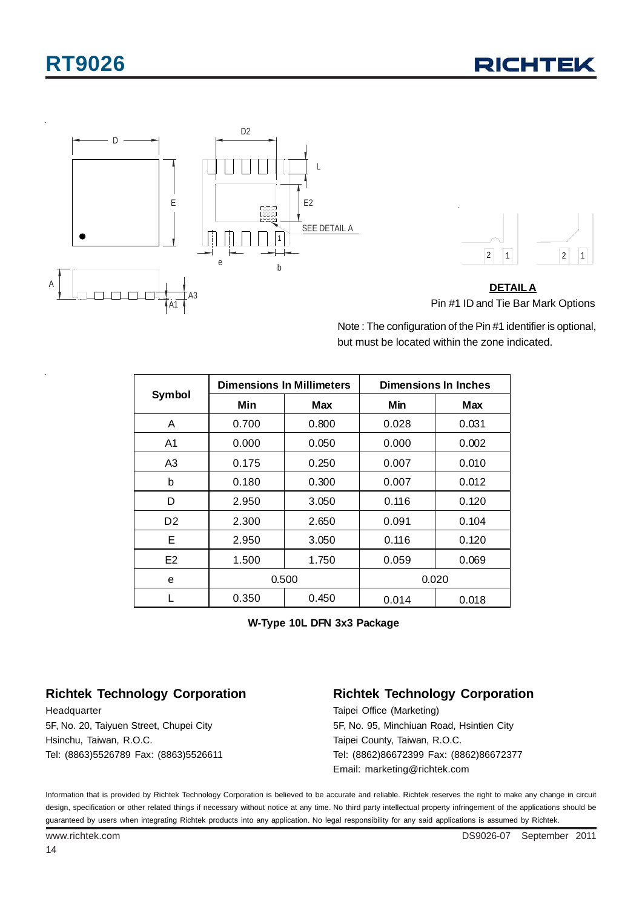D

D2

E

L

E2

SEE DETAIL A

e

b

A

A1

A3

2 1 2 1

**DETAIL A**

Pin #1 ID and Tie Bar Mark Options

Note : The configuration of the Pin #1 identifier is optional, but must be located within the zone indicated.

| Symbol | Dimensions In Millimeters | | Dimensions In Inches | |
|---|---|---|---|---|
| | Min | Max | Min | Max |
| A | 0.700 | 0.800 | 0.028 | 0.031 |
| A1 | 0.000 | 0.050 | 0.000 | 0.002 |
| A3 | 0.175 | 0.250 | 0.007 | 0.010 |
| b | 0.180 | 0.300 | 0.007 | 0.012 |
| D | 2.950 | 3.050 | 0.116 | 0.120 |
| D2 | 2.300 | 2.650 | 0.091 | 0.104 |
| E | 2.950 | 3.050 | 0.116 | 0.120 |
| E2 | 1.500 | 1.750 | 0.059 | 0.069 |
| e | 0.500 | | 0.020 | |
| L | 0.350 | 0.450 | 0.014 | 0.018 |

**W-Type 10L DFN 3x3 Package**

### Richtek Technology Corporation

Headquarter
5F, No. 20, Taiyuen Street, Chupei City
Hsinchu, Taiwan, R.O.C.
Tel: (8863)5526789 Fax: (8863)5526611

### Richtek Technology Corporation

Taipei Office (Marketing)
5F, No. 95, Minchiuan Road, Hsintien City
Taipei County, Taiwan, R.O.C.
Tel: (8862)86672399 Fax: (8862)86672377
Email: marketing@richtek.com

Information that is provided by Richtek Technology Corporation is believed to be accurate and reliable. Richtek reserves the right to make any change in circuit design, specification or other related things if necessary without notice at any time. No third party intellectual property infringement of the applications should be guaranteed by users when integrating Richtek products into any application. No legal responsibility for any said applications is assumed by Richtek.